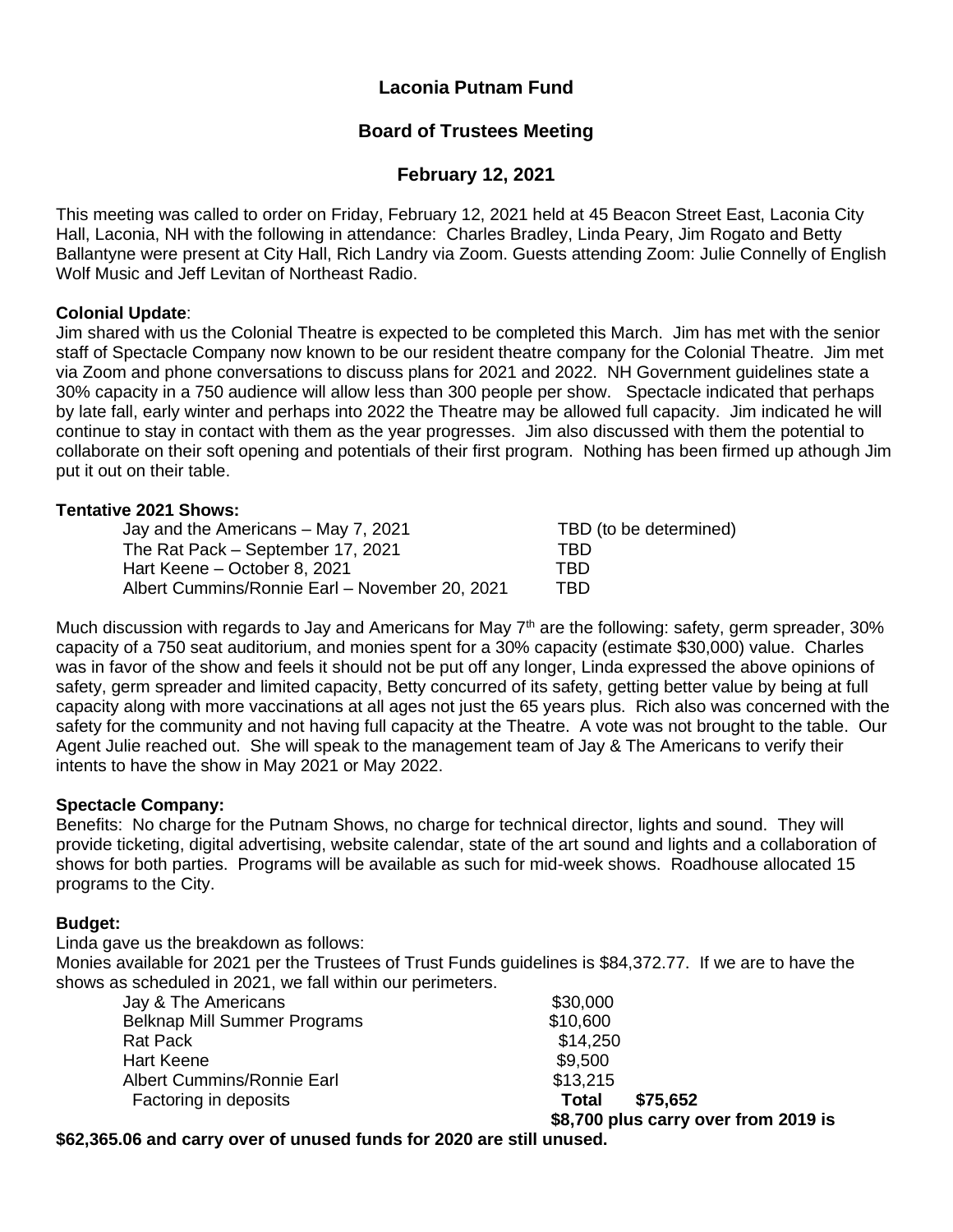# Laconia Putnam Fund

## Board of Trustees Meeting

## February 12, 2021

This meeting was called to order on Friday, February 12, 2021 held at 45 Beacon Street East, Laconia City Hall, Laconia, NH with the following in attendance: Charles Bradley, Linda Peary, Jim Rogato and Betty Ballantyne were present at City Hall, Rich Landry via Zoom. Guests attending Zoom: Julie Connelly of English Wolf Music and Jeff Levitan of Northeast Radio.

**Colonial Update**:
Jim shared with us the Colonial Theatre is expected to be completed this March. Jim has met with the senior staff of Spectacle Company now known to be our resident theatre company for the Colonial Theatre. Jim met via Zoom and phone conversations to discuss plans for 2021 and 2022. NH Government guidelines state a 30% capacity in a 750 audience will allow less than 300 people per show. Spectacle indicated that perhaps by late fall, early winter and perhaps into 2022 the Theatre may be allowed full capacity. Jim indicated he will continue to stay in contact with them as the year progresses. Jim also discussed with them the potential to collaborate on their soft opening and potentials of their first program. Nothing has been firmed up athough Jim put it out on their table.

**Tentative 2021 Shows:**

| | |
|---|---|
| Jay and the Americans – May 7, 2021 | TBD (to be determined) |
| The Rat Pack – September 17, 2021 | TBD |
| Hart Keene – October 8, 2021 | TBD |
| Albert Cummins/Ronnie Earl – November 20, 2021 | TBD |

Much discussion with regards to Jay and Americans for May 7th are the following: safety, germ spreader, 30% capacity of a 750 seat auditorium, and monies spent for a 30% capacity (estimate $30,000) value. Charles was in favor of the show and feels it should not be put off any longer, Linda expressed the above opinions of safety, germ spreader and limited capacity, Betty concurred of its safety, getting better value by being at full capacity along with more vaccinations at all ages not just the 65 years plus. Rich also was concerned with the safety for the community and not having full capacity at the Theatre. A vote was not brought to the table. Our Agent Julie reached out. She will speak to the management team of Jay & The Americans to verify their intents to have the show in May 2021 or May 2022.

**Spectacle Company:**
Benefits: No charge for the Putnam Shows, no charge for technical director, lights and sound. They will provide ticketing, digital advertising, website calendar, state of the art sound and lights and a collaboration of shows for both parties. Programs will be available as such for mid-week shows. Roadhouse allocated 15 programs to the City.

**Budget:**
Linda gave us the breakdown as follows:
Monies available for 2021 per the Trustees of Trust Funds guidelines is $84,372.77. If we are to have the shows as scheduled in 2021, we fall within our perimeters.

| | |
|---|---|
| Jay & The Americans | $30,000 |
| Belknap Mill Summer Programs | $10,600 |
| Rat Pack | $14,250 |
| Hart Keene | $9,500 |
| Albert Cummins/Ronnie Earl | $13,215 |
| Factoring in deposits | **Total $75,652** |

**$8,700 plus carry over from 2019 is $62,365.06 and carry over of unused funds for 2020 are still unused.**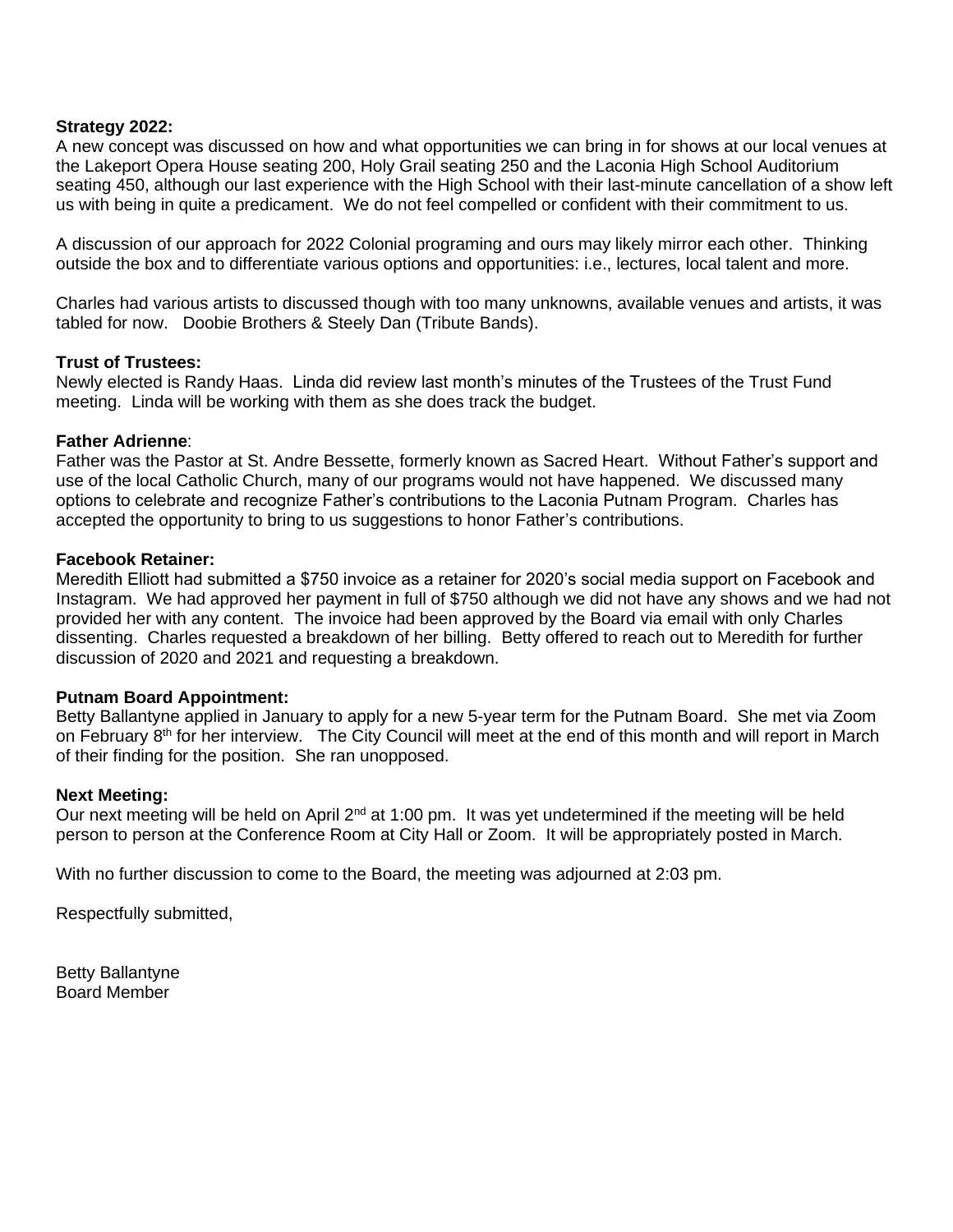**Strategy 2022:**
A new concept was discussed on how and what opportunities we can bring in for shows at our local venues at the Lakeport Opera House seating 200, Holy Grail seating 250 and the Laconia High School Auditorium seating 450, although our last experience with the High School with their last-minute cancellation of a show left us with being in quite a predicament. We do not feel compelled or confident with their commitment to us.

A discussion of our approach for 2022 Colonial programing and ours may likely mirror each other. Thinking outside the box and to differentiate various options and opportunities: i.e., lectures, local talent and more.

Charles had various artists to discussed though with too many unknowns, available venues and artists, it was tabled for now. Doobie Brothers & Steely Dan (Tribute Bands).

**Trust of Trustees:**
Newly elected is Randy Haas. Linda did review last month's minutes of the Trustees of the Trust Fund meeting. Linda will be working with them as she does track the budget.

**Father Adrienne**:
Father was the Pastor at St. Andre Bessette, formerly known as Sacred Heart. Without Father's support and use of the local Catholic Church, many of our programs would not have happened. We discussed many options to celebrate and recognize Father's contributions to the Laconia Putnam Program. Charles has accepted the opportunity to bring to us suggestions to honor Father's contributions.

**Facebook Retainer:**
Meredith Elliott had submitted a $750 invoice as a retainer for 2020's social media support on Facebook and Instagram. We had approved her payment in full of $750 although we did not have any shows and we had not provided her with any content. The invoice had been approved by the Board via email with only Charles dissenting. Charles requested a breakdown of her billing. Betty offered to reach out to Meredith for further discussion of 2020 and 2021 and requesting a breakdown.

**Putnam Board Appointment:**
Betty Ballantyne applied in January to apply for a new 5-year term for the Putnam Board. She met via Zoom on February 8th for her interview. The City Council will meet at the end of this month and will report in March of their finding for the position. She ran unopposed.

**Next Meeting:**
Our next meeting will be held on April 2nd at 1:00 pm. It was yet undetermined if the meeting will be held person to person at the Conference Room at City Hall or Zoom. It will be appropriately posted in March.

With no further discussion to come to the Board, the meeting was adjourned at 2:03 pm.

Respectfully submitted,

Betty Ballantyne
Board Member